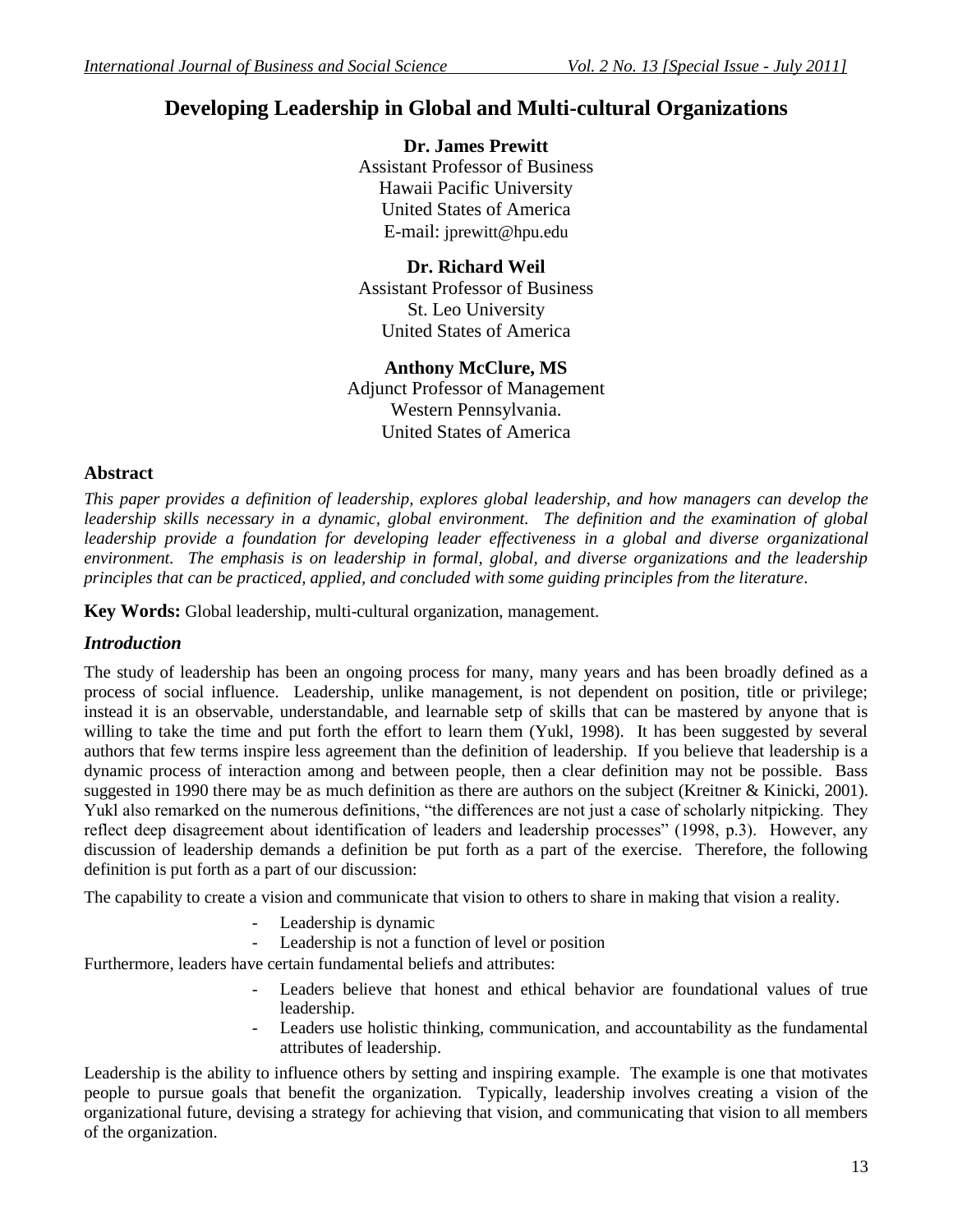# Developing Leadership in Global and Multi-cultural Organizations

**Dr. James Prewitt**
Assistant Professor of Business
Hawaii Pacific University
United States of America
E-mail: jprewitt@hpu.edu

**Dr. Richard Weil**
Assistant Professor of Business
St. Leo University
United States of America

**Anthony McClure, MS**
Adjunct Professor of Management
Western Pennsylvania.
United States of America

## Abstract

*This paper provides a definition of leadership, explores global leadership, and how managers can develop the leadership skills necessary in a dynamic, global environment. The definition and the examination of global leadership provide a foundation for developing leader effectiveness in a global and diverse organizational environment. The emphasis is on leadership in formal, global, and diverse organizations and the leadership principles that can be practiced, applied, and concluded with some guiding principles from the literature.*

**Key Words:** Global leadership, multi-cultural organization, management.

## *Introduction*

The study of leadership has been an ongoing process for many, many years and has been broadly defined as a process of social influence. Leadership, unlike management, is not dependent on position, title or privilege; instead it is an observable, understandable, and learnable setp of skills that can be mastered by anyone that is willing to take the time and put forth the effort to learn them (Yukl, 1998). It has been suggested by several authors that few terms inspire less agreement than the definition of leadership. If you believe that leadership is a dynamic process of interaction among and between people, then a clear definition may not be possible. Bass suggested in 1990 there may be as much definition as there are authors on the subject (Kreitner & Kinicki, 2001). Yukl also remarked on the numerous definitions, "the differences are not just a case of scholarly nitpicking. They reflect deep disagreement about identification of leaders and leadership processes" (1998, p.3). However, any discussion of leadership demands a definition be put forth as a part of the exercise. Therefore, the following definition is put forth as a part of our discussion:

The capability to create a vision and communicate that vision to others to share in making that vision a reality.

- Leadership is dynamic
- Leadership is not a function of level or position

Furthermore, leaders have certain fundamental beliefs and attributes:

- Leaders believe that honest and ethical behavior are foundational values of true leadership.
- Leaders use holistic thinking, communication, and accountability as the fundamental attributes of leadership.

Leadership is the ability to influence others by setting and inspiring example. The example is one that motivates people to pursue goals that benefit the organization. Typically, leadership involves creating a vision of the organizational future, devising a strategy for achieving that vision, and communicating that vision to all members of the organization.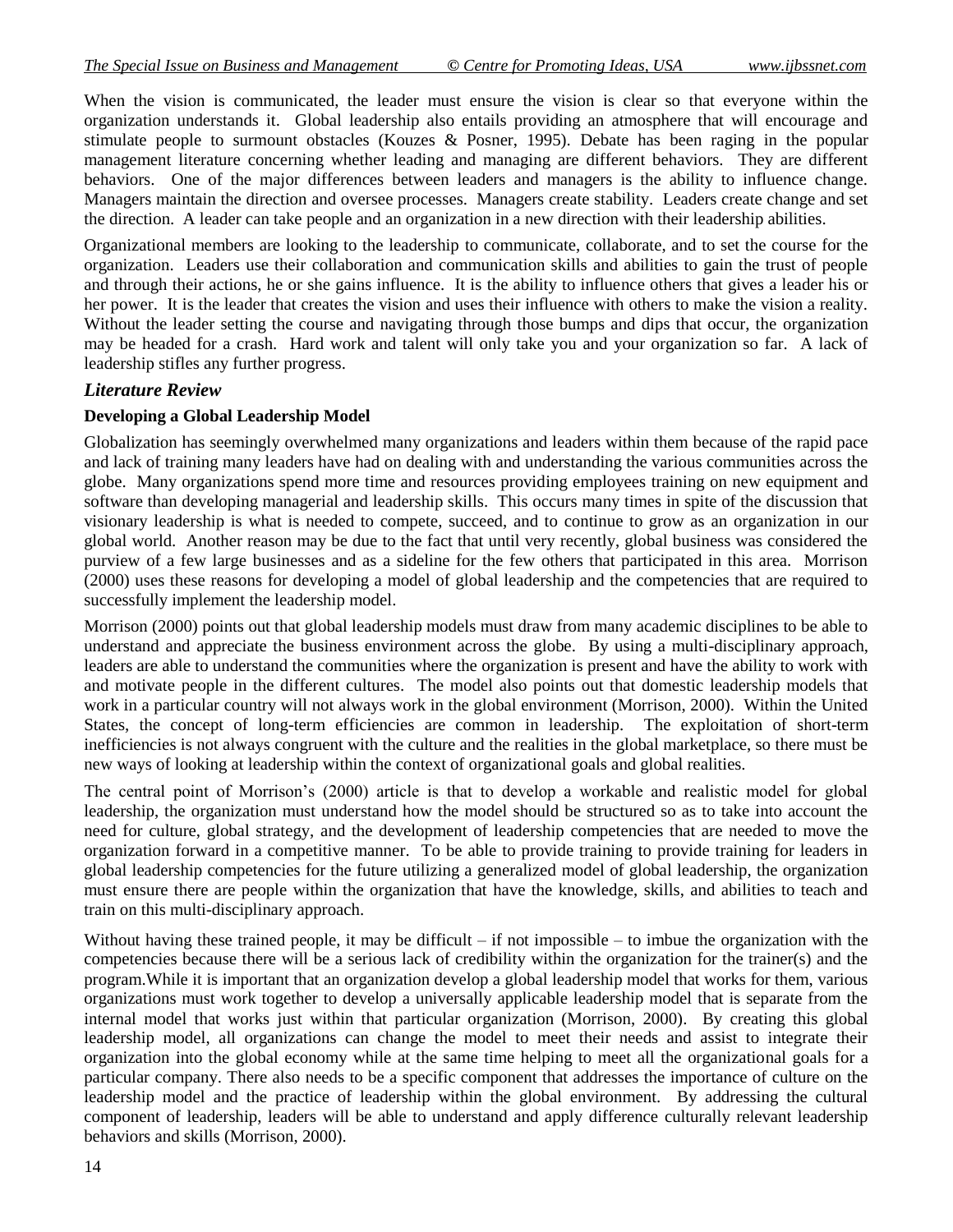When the vision is communicated, the leader must ensure the vision is clear so that everyone within the organization understands it. Global leadership also entails providing an atmosphere that will encourage and stimulate people to surmount obstacles (Kouzes & Posner, 1995). Debate has been raging in the popular management literature concerning whether leading and managing are different behaviors. They are different behaviors. One of the major differences between leaders and managers is the ability to influence change. Managers maintain the direction and oversee processes. Managers create stability. Leaders create change and set the direction. A leader can take people and an organization in a new direction with their leadership abilities.

Organizational members are looking to the leadership to communicate, collaborate, and to set the course for the organization. Leaders use their collaboration and communication skills and abilities to gain the trust of people and through their actions, he or she gains influence. It is the ability to influence others that gives a leader his or her power. It is the leader that creates the vision and uses their influence with others to make the vision a reality. Without the leader setting the course and navigating through those bumps and dips that occur, the organization may be headed for a crash. Hard work and talent will only take you and your organization so far. A lack of leadership stifles any further progress.

## *Literature Review*

### Developing a Global Leadership Model

Globalization has seemingly overwhelmed many organizations and leaders within them because of the rapid pace and lack of training many leaders have had on dealing with and understanding the various communities across the globe. Many organizations spend more time and resources providing employees training on new equipment and software than developing managerial and leadership skills. This occurs many times in spite of the discussion that visionary leadership is what is needed to compete, succeed, and to continue to grow as an organization in our global world. Another reason may be due to the fact that until very recently, global business was considered the purview of a few large businesses and as a sideline for the few others that participated in this area. Morrison (2000) uses these reasons for developing a model of global leadership and the competencies that are required to successfully implement the leadership model.

Morrison (2000) points out that global leadership models must draw from many academic disciplines to be able to understand and appreciate the business environment across the globe. By using a multi-disciplinary approach, leaders are able to understand the communities where the organization is present and have the ability to work with and motivate people in the different cultures. The model also points out that domestic leadership models that work in a particular country will not always work in the global environment (Morrison, 2000). Within the United States, the concept of long-term efficiencies are common in leadership. The exploitation of short-term inefficiencies is not always congruent with the culture and the realities in the global marketplace, so there must be new ways of looking at leadership within the context of organizational goals and global realities.

The central point of Morrison's (2000) article is that to develop a workable and realistic model for global leadership, the organization must understand how the model should be structured so as to take into account the need for culture, global strategy, and the development of leadership competencies that are needed to move the organization forward in a competitive manner. To be able to provide training to provide training for leaders in global leadership competencies for the future utilizing a generalized model of global leadership, the organization must ensure there are people within the organization that have the knowledge, skills, and abilities to teach and train on this multi-disciplinary approach.

Without having these trained people, it may be difficult – if not impossible – to imbue the organization with the competencies because there will be a serious lack of credibility within the organization for the trainer(s) and the program.While it is important that an organization develop a global leadership model that works for them, various organizations must work together to develop a universally applicable leadership model that is separate from the internal model that works just within that particular organization (Morrison, 2000). By creating this global leadership model, all organizations can change the model to meet their needs and assist to integrate their organization into the global economy while at the same time helping to meet all the organizational goals for a particular company. There also needs to be a specific component that addresses the importance of culture on the leadership model and the practice of leadership within the global environment. By addressing the cultural component of leadership, leaders will be able to understand and apply difference culturally relevant leadership behaviors and skills (Morrison, 2000).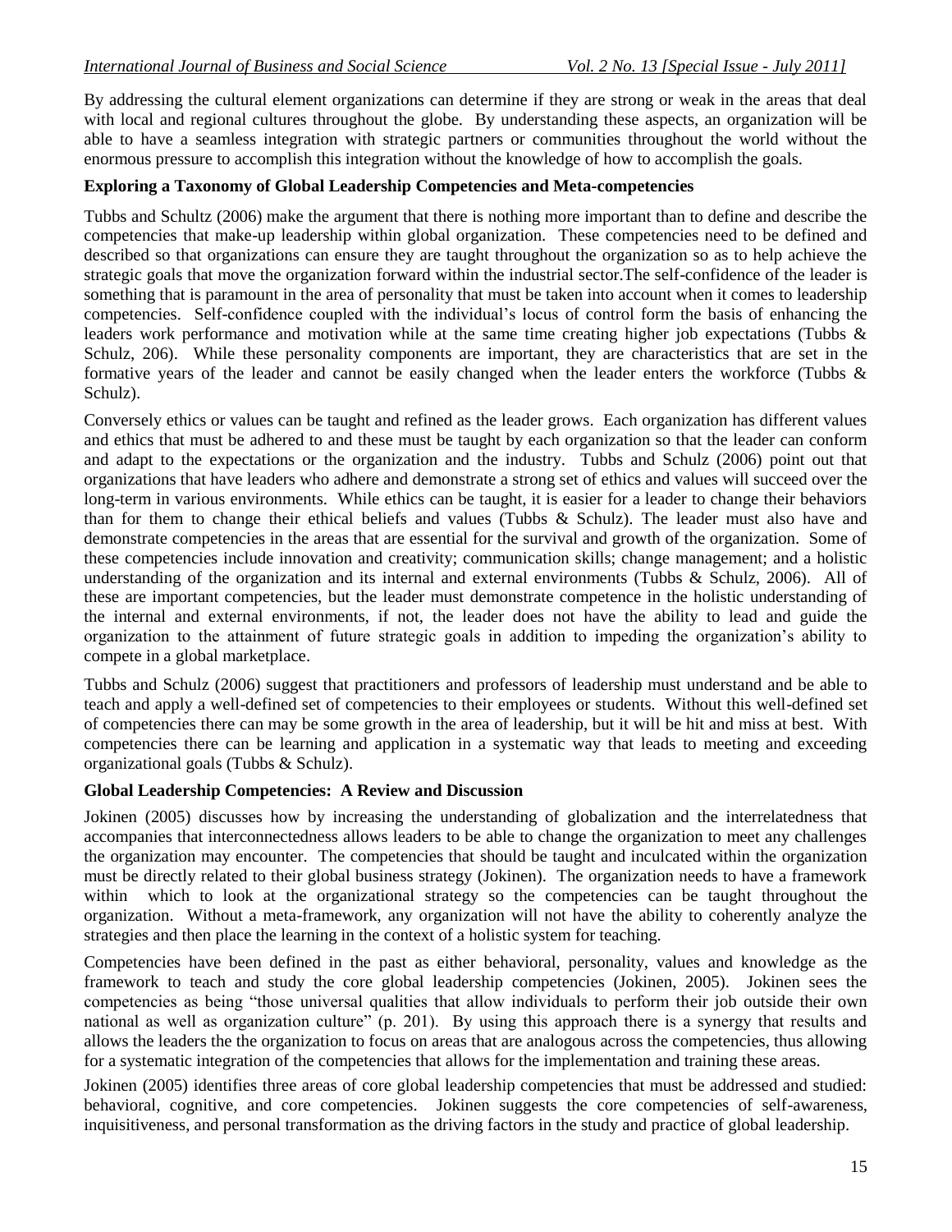By addressing the cultural element organizations can determine if they are strong or weak in the areas that deal with local and regional cultures throughout the globe. By understanding these aspects, an organization will be able to have a seamless integration with strategic partners or communities throughout the world without the enormous pressure to accomplish this integration without the knowledge of how to accomplish the goals.

**Exploring a Taxonomy of Global Leadership Competencies and Meta-competencies**

Tubbs and Schultz (2006) make the argument that there is nothing more important than to define and describe the competencies that make-up leadership within global organization. These competencies need to be defined and described so that organizations can ensure they are taught throughout the organization so as to help achieve the strategic goals that move the organization forward within the industrial sector.The self-confidence of the leader is something that is paramount in the area of personality that must be taken into account when it comes to leadership competencies. Self-confidence coupled with the individual's locus of control form the basis of enhancing the leaders work performance and motivation while at the same time creating higher job expectations (Tubbs & Schulz, 206). While these personality components are important, they are characteristics that are set in the formative years of the leader and cannot be easily changed when the leader enters the workforce (Tubbs & Schulz).

Conversely ethics or values can be taught and refined as the leader grows. Each organization has different values and ethics that must be adhered to and these must be taught by each organization so that the leader can conform and adapt to the expectations or the organization and the industry. Tubbs and Schulz (2006) point out that organizations that have leaders who adhere and demonstrate a strong set of ethics and values will succeed over the long-term in various environments. While ethics can be taught, it is easier for a leader to change their behaviors than for them to change their ethical beliefs and values (Tubbs & Schulz). The leader must also have and demonstrate competencies in the areas that are essential for the survival and growth of the organization. Some of these competencies include innovation and creativity; communication skills; change management; and a holistic understanding of the organization and its internal and external environments (Tubbs & Schulz, 2006). All of these are important competencies, but the leader must demonstrate competence in the holistic understanding of the internal and external environments, if not, the leader does not have the ability to lead and guide the organization to the attainment of future strategic goals in addition to impeding the organization's ability to compete in a global marketplace.

Tubbs and Schulz (2006) suggest that practitioners and professors of leadership must understand and be able to teach and apply a well-defined set of competencies to their employees or students. Without this well-defined set of competencies there can may be some growth in the area of leadership, but it will be hit and miss at best. With competencies there can be learning and application in a systematic way that leads to meeting and exceeding organizational goals (Tubbs & Schulz).

**Global Leadership Competencies: A Review and Discussion**

Jokinen (2005) discusses how by increasing the understanding of globalization and the interrelatedness that accompanies that interconnectedness allows leaders to be able to change the organization to meet any challenges the organization may encounter. The competencies that should be taught and inculcated within the organization must be directly related to their global business strategy (Jokinen). The organization needs to have a framework within which to look at the organizational strategy so the competencies can be taught throughout the organization. Without a meta-framework, any organization will not have the ability to coherently analyze the strategies and then place the learning in the context of a holistic system for teaching.

Competencies have been defined in the past as either behavioral, personality, values and knowledge as the framework to teach and study the core global leadership competencies (Jokinen, 2005). Jokinen sees the competencies as being "those universal qualities that allow individuals to perform their job outside their own national as well as organization culture" (p. 201). By using this approach there is a synergy that results and allows the leaders the the organization to focus on areas that are analogous across the competencies, thus allowing for a systematic integration of the competencies that allows for the implementation and training these areas.

Jokinen (2005) identifies three areas of core global leadership competencies that must be addressed and studied: behavioral, cognitive, and core competencies. Jokinen suggests the core competencies of self-awareness, inquisitiveness, and personal transformation as the driving factors in the study and practice of global leadership.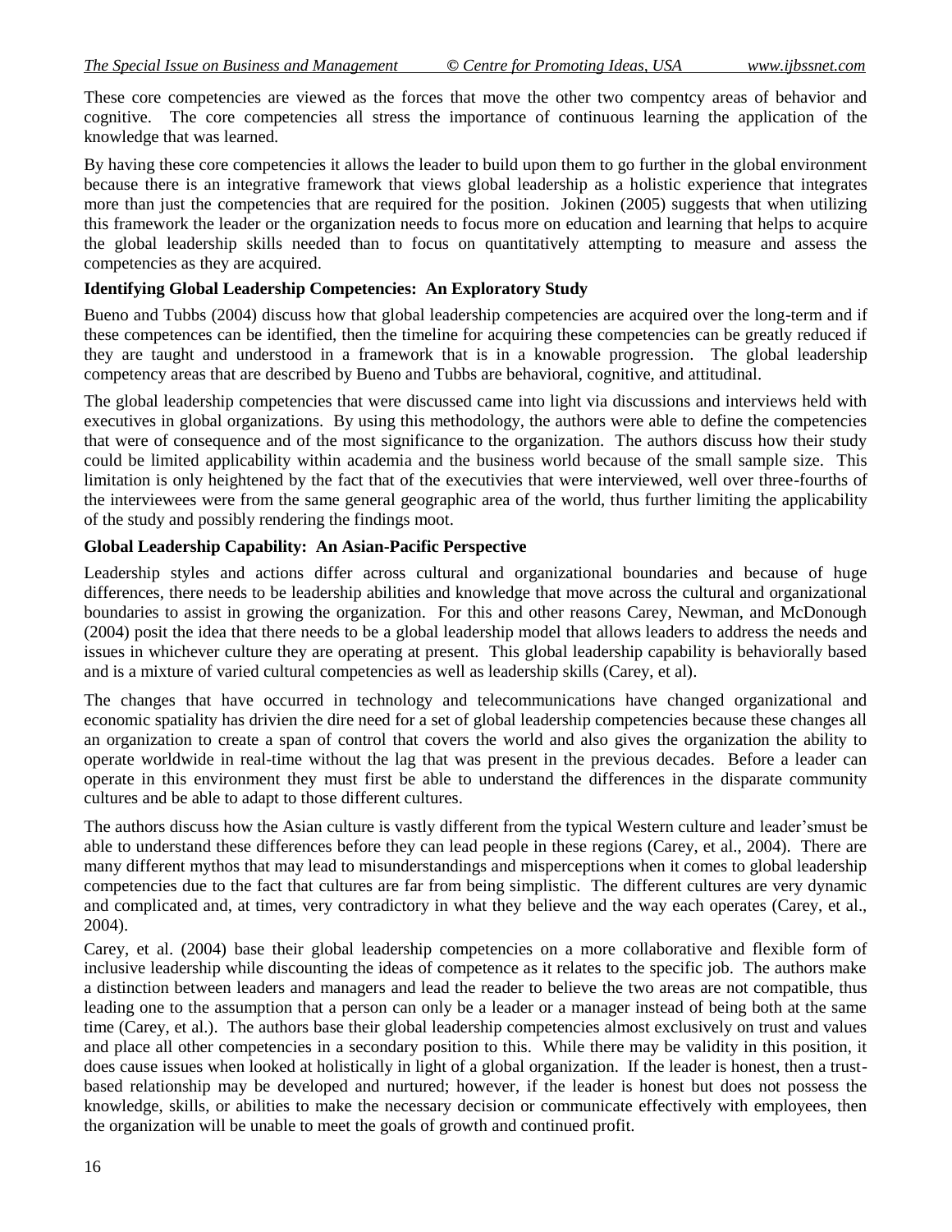These core competencies are viewed as the forces that move the other two compentcy areas of behavior and cognitive. The core competencies all stress the importance of continuous learning the application of the knowledge that was learned.

By having these core competencies it allows the leader to build upon them to go further in the global environment because there is an integrative framework that views global leadership as a holistic experience that integrates more than just the competencies that are required for the position. Jokinen (2005) suggests that when utilizing this framework the leader or the organization needs to focus more on education and learning that helps to acquire the global leadership skills needed than to focus on quantitatively attempting to measure and assess the competencies as they are acquired.

**Identifying Global Leadership Competencies: An Exploratory Study**

Bueno and Tubbs (2004) discuss how that global leadership competencies are acquired over the long-term and if these competences can be identified, then the timeline for acquiring these competencies can be greatly reduced if they are taught and understood in a framework that is in a knowable progression. The global leadership competency areas that are described by Bueno and Tubbs are behavioral, cognitive, and attitudinal.

The global leadership competencies that were discussed came into light via discussions and interviews held with executives in global organizations. By using this methodology, the authors were able to define the competencies that were of consequence and of the most significance to the organization. The authors discuss how their study could be limited applicability within academia and the business world because of the small sample size. This limitation is only heightened by the fact that of the executivies that were interviewed, well over three-fourths of the interviewees were from the same general geographic area of the world, thus further limiting the applicability of the study and possibly rendering the findings moot.

**Global Leadership Capability: An Asian-Pacific Perspective**

Leadership styles and actions differ across cultural and organizational boundaries and because of huge differences, there needs to be leadership abilities and knowledge that move across the cultural and organizational boundaries to assist in growing the organization. For this and other reasons Carey, Newman, and McDonough (2004) posit the idea that there needs to be a global leadership model that allows leaders to address the needs and issues in whichever culture they are operating at present. This global leadership capability is behaviorally based and is a mixture of varied cultural competencies as well as leadership skills (Carey, et al).

The changes that have occurred in technology and telecommunications have changed organizational and economic spatiality has drivien the dire need for a set of global leadership competencies because these changes all an organization to create a span of control that covers the world and also gives the organization the ability to operate worldwide in real-time without the lag that was present in the previous decades. Before a leader can operate in this environment they must first be able to understand the differences in the disparate community cultures and be able to adapt to those different cultures.

The authors discuss how the Asian culture is vastly different from the typical Western culture and leader'smust be able to understand these differences before they can lead people in these regions (Carey, et al., 2004). There are many different mythos that may lead to misunderstandings and misperceptions when it comes to global leadership competencies due to the fact that cultures are far from being simplistic. The different cultures are very dynamic and complicated and, at times, very contradictory in what they believe and the way each operates (Carey, et al., 2004).

Carey, et al. (2004) base their global leadership competencies on a more collaborative and flexible form of inclusive leadership while discounting the ideas of competence as it relates to the specific job. The authors make a distinction between leaders and managers and lead the reader to believe the two areas are not compatible, thus leading one to the assumption that a person can only be a leader or a manager instead of being both at the same time (Carey, et al.). The authors base their global leadership competencies almost exclusively on trust and values and place all other competencies in a secondary position to this. While there may be validity in this position, it does cause issues when looked at holistically in light of a global organization. If the leader is honest, then a trust-based relationship may be developed and nurtured; however, if the leader is honest but does not possess the knowledge, skills, or abilities to make the necessary decision or communicate effectively with employees, then the organization will be unable to meet the goals of growth and continued profit.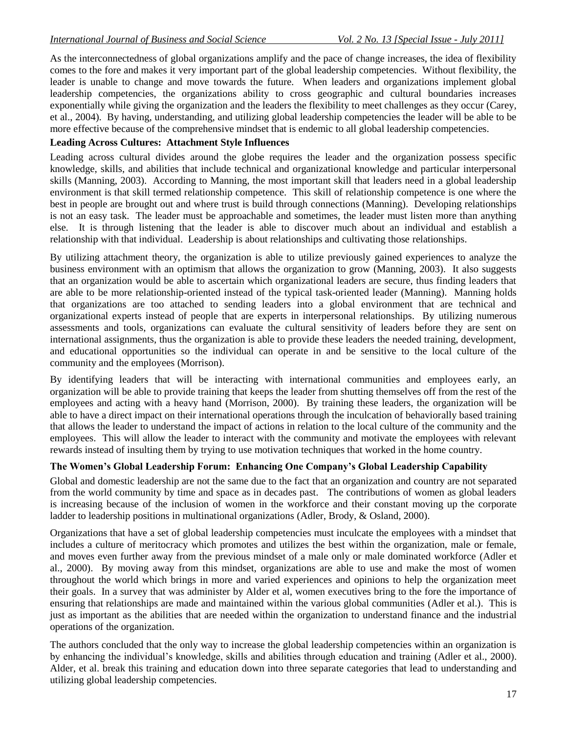As the interconnectedness of global organizations amplify and the pace of change increases, the idea of flexibility comes to the fore and makes it very important part of the global leadership competencies. Without flexibility, the leader is unable to change and move towards the future. When leaders and organizations implement global leadership competencies, the organizations ability to cross geographic and cultural boundaries increases exponentially while giving the organization and the leaders the flexibility to meet challenges as they occur (Carey, et al., 2004). By having, understanding, and utilizing global leadership competencies the leader will be able to be more effective because of the comprehensive mindset that is endemic to all global leadership competencies.

**Leading Across Cultures: Attachment Style Influences**

Leading across cultural divides around the globe requires the leader and the organization possess specific knowledge, skills, and abilities that include technical and organizational knowledge and particular interpersonal skills (Manning, 2003). According to Manning, the most important skill that leaders need in a global leadership environment is that skill termed relationship competence. This skill of relationship competence is one where the best in people are brought out and where trust is build through connections (Manning). Developing relationships is not an easy task. The leader must be approachable and sometimes, the leader must listen more than anything else. It is through listening that the leader is able to discover much about an individual and establish a relationship with that individual. Leadership is about relationships and cultivating those relationships.

By utilizing attachment theory, the organization is able to utilize previously gained experiences to analyze the business environment with an optimism that allows the organization to grow (Manning, 2003). It also suggests that an organization would be able to ascertain which organizational leaders are secure, thus finding leaders that are able to be more relationship-oriented instead of the typical task-oriented leader (Manning). Manning holds that organizations are too attached to sending leaders into a global environment that are technical and organizational experts instead of people that are experts in interpersonal relationships. By utilizing numerous assessments and tools, organizations can evaluate the cultural sensitivity of leaders before they are sent on international assignments, thus the organization is able to provide these leaders the needed training, development, and educational opportunities so the individual can operate in and be sensitive to the local culture of the community and the employees (Morrison).

By identifying leaders that will be interacting with international communities and employees early, an organization will be able to provide training that keeps the leader from shutting themselves off from the rest of the employees and acting with a heavy hand (Morrison, 2000). By training these leaders, the organization will be able to have a direct impact on their international operations through the inculcation of behaviorally based training that allows the leader to understand the impact of actions in relation to the local culture of the community and the employees. This will allow the leader to interact with the community and motivate the employees with relevant rewards instead of insulting them by trying to use motivation techniques that worked in the home country.

**The Women's Global Leadership Forum: Enhancing One Company's Global Leadership Capability**

Global and domestic leadership are not the same due to the fact that an organization and country are not separated from the world community by time and space as in decades past. The contributions of women as global leaders is increasing because of the inclusion of women in the workforce and their constant moving up the corporate ladder to leadership positions in multinational organizations (Adler, Brody, & Osland, 2000).

Organizations that have a set of global leadership competencies must inculcate the employees with a mindset that includes a culture of meritocracy which promotes and utilizes the best within the organization, male or female, and moves even further away from the previous mindset of a male only or male dominated workforce (Adler et al., 2000). By moving away from this mindset, organizations are able to use and make the most of women throughout the world which brings in more and varied experiences and opinions to help the organization meet their goals. In a survey that was administer by Alder et al, women executives bring to the fore the importance of ensuring that relationships are made and maintained within the various global communities (Adler et al.). This is just as important as the abilities that are needed within the organization to understand finance and the industrial operations of the organization.

The authors concluded that the only way to increase the global leadership competencies within an organization is by enhancing the individual's knowledge, skills and abilities through education and training (Adler et al., 2000). Alder, et al. break this training and education down into three separate categories that lead to understanding and utilizing global leadership competencies.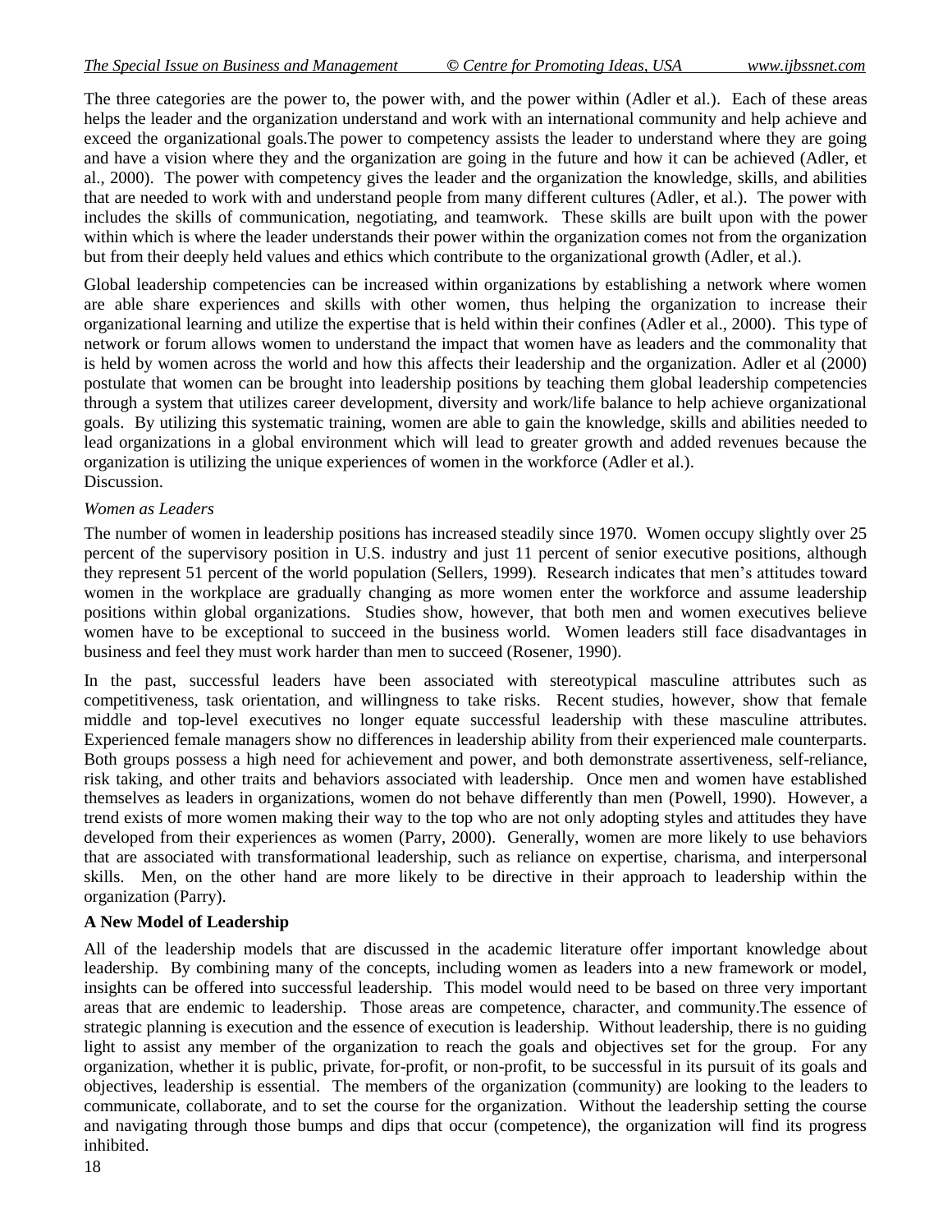The three categories are the power to, the power with, and the power within (Adler et al.). Each of these areas helps the leader and the organization understand and work with an international community and help achieve and exceed the organizational goals.The power to competency assists the leader to understand where they are going and have a vision where they and the organization are going in the future and how it can be achieved (Adler, et al., 2000). The power with competency gives the leader and the organization the knowledge, skills, and abilities that are needed to work with and understand people from many different cultures (Adler, et al.). The power with includes the skills of communication, negotiating, and teamwork. These skills are built upon with the power within which is where the leader understands their power within the organization comes not from the organization but from their deeply held values and ethics which contribute to the organizational growth (Adler, et al.).

Global leadership competencies can be increased within organizations by establishing a network where women are able share experiences and skills with other women, thus helping the organization to increase their organizational learning and utilize the expertise that is held within their confines (Adler et al., 2000). This type of network or forum allows women to understand the impact that women have as leaders and the commonality that is held by women across the world and how this affects their leadership and the organization. Adler et al (2000) postulate that women can be brought into leadership positions by teaching them global leadership competencies through a system that utilizes career development, diversity and work/life balance to help achieve organizational goals. By utilizing this systematic training, women are able to gain the knowledge, skills and abilities needed to lead organizations in a global environment which will lead to greater growth and added revenues because the organization is utilizing the unique experiences of women in the workforce (Adler et al.).

Discussion.

*Women as Leaders*

The number of women in leadership positions has increased steadily since 1970. Women occupy slightly over 25 percent of the supervisory position in U.S. industry and just 11 percent of senior executive positions, although they represent 51 percent of the world population (Sellers, 1999). Research indicates that men's attitudes toward women in the workplace are gradually changing as more women enter the workforce and assume leadership positions within global organizations. Studies show, however, that both men and women executives believe women have to be exceptional to succeed in the business world. Women leaders still face disadvantages in business and feel they must work harder than men to succeed (Rosener, 1990).

In the past, successful leaders have been associated with stereotypical masculine attributes such as competitiveness, task orientation, and willingness to take risks. Recent studies, however, show that female middle and top-level executives no longer equate successful leadership with these masculine attributes. Experienced female managers show no differences in leadership ability from their experienced male counterparts. Both groups possess a high need for achievement and power, and both demonstrate assertiveness, self-reliance, risk taking, and other traits and behaviors associated with leadership. Once men and women have established themselves as leaders in organizations, women do not behave differently than men (Powell, 1990). However, a trend exists of more women making their way to the top who are not only adopting styles and attitudes they have developed from their experiences as women (Parry, 2000). Generally, women are more likely to use behaviors that are associated with transformational leadership, such as reliance on expertise, charisma, and interpersonal skills. Men, on the other hand are more likely to be directive in their approach to leadership within the organization (Parry).

**A New Model of Leadership**

All of the leadership models that are discussed in the academic literature offer important knowledge about leadership. By combining many of the concepts, including women as leaders into a new framework or model, insights can be offered into successful leadership. This model would need to be based on three very important areas that are endemic to leadership. Those areas are competence, character, and community.The essence of strategic planning is execution and the essence of execution is leadership. Without leadership, there is no guiding light to assist any member of the organization to reach the goals and objectives set for the group. For any organization, whether it is public, private, for-profit, or non-profit, to be successful in its pursuit of its goals and objectives, leadership is essential. The members of the organization (community) are looking to the leaders to communicate, collaborate, and to set the course for the organization. Without the leadership setting the course and navigating through those bumps and dips that occur (competence), the organization will find its progress inhibited.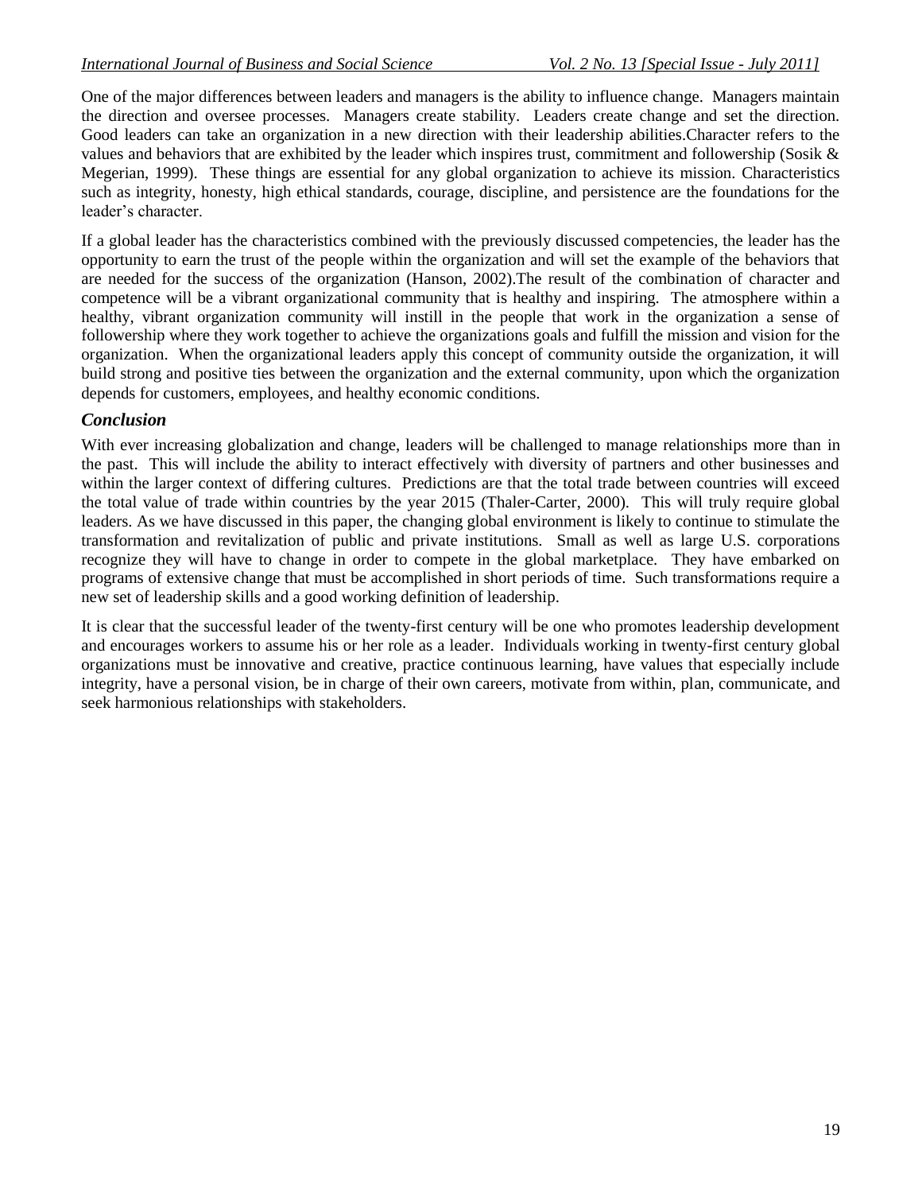One of the major differences between leaders and managers is the ability to influence change. Managers maintain the direction and oversee processes. Managers create stability. Leaders create change and set the direction. Good leaders can take an organization in a new direction with their leadership abilities.Character refers to the values and behaviors that are exhibited by the leader which inspires trust, commitment and followership (Sosik & Megerian, 1999). These things are essential for any global organization to achieve its mission. Characteristics such as integrity, honesty, high ethical standards, courage, discipline, and persistence are the foundations for the leader's character.

If a global leader has the characteristics combined with the previously discussed competencies, the leader has the opportunity to earn the trust of the people within the organization and will set the example of the behaviors that are needed for the success of the organization (Hanson, 2002).The result of the combination of character and competence will be a vibrant organizational community that is healthy and inspiring. The atmosphere within a healthy, vibrant organization community will instill in the people that work in the organization a sense of followership where they work together to achieve the organizations goals and fulfill the mission and vision for the organization. When the organizational leaders apply this concept of community outside the organization, it will build strong and positive ties between the organization and the external community, upon which the organization depends for customers, employees, and healthy economic conditions.

### *Conclusion*

With ever increasing globalization and change, leaders will be challenged to manage relationships more than in the past. This will include the ability to interact effectively with diversity of partners and other businesses and within the larger context of differing cultures. Predictions are that the total trade between countries will exceed the total value of trade within countries by the year 2015 (Thaler-Carter, 2000). This will truly require global leaders. As we have discussed in this paper, the changing global environment is likely to continue to stimulate the transformation and revitalization of public and private institutions. Small as well as large U.S. corporations recognize they will have to change in order to compete in the global marketplace. They have embarked on programs of extensive change that must be accomplished in short periods of time. Such transformations require a new set of leadership skills and a good working definition of leadership.

It is clear that the successful leader of the twenty-first century will be one who promotes leadership development and encourages workers to assume his or her role as a leader. Individuals working in twenty-first century global organizations must be innovative and creative, practice continuous learning, have values that especially include integrity, have a personal vision, be in charge of their own careers, motivate from within, plan, communicate, and seek harmonious relationships with stakeholders.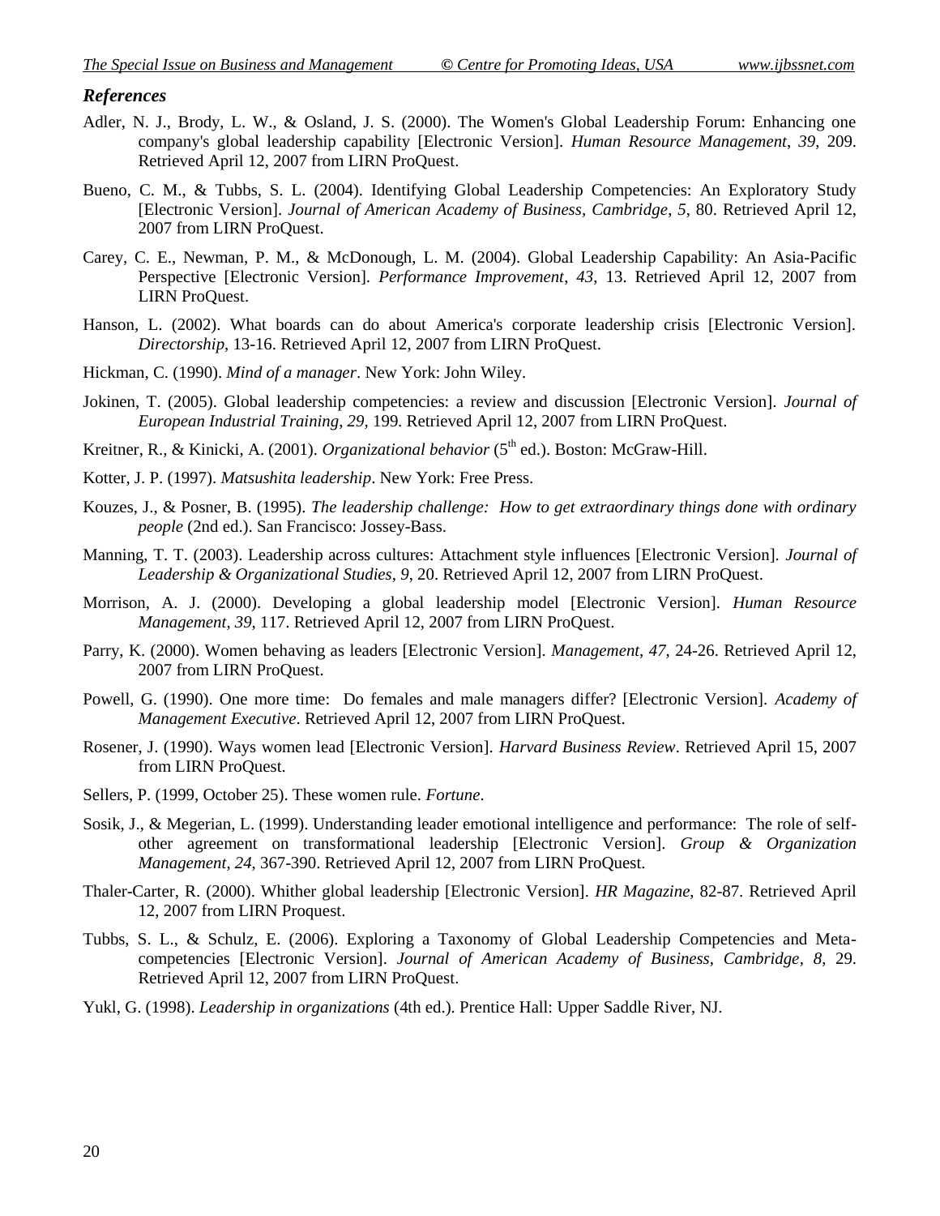### *References*

Adler, N. J., Brody, L. W., & Osland, J. S. (2000). The Women's Global Leadership Forum: Enhancing one company's global leadership capability [Electronic Version]. *Human Resource Management*, *39*, 209. Retrieved April 12, 2007 from LIRN ProQuest.

Bueno, C. M., & Tubbs, S. L. (2004). Identifying Global Leadership Competencies: An Exploratory Study [Electronic Version]. *Journal of American Academy of Business, Cambridge*, *5*, 80. Retrieved April 12, 2007 from LIRN ProQuest.

Carey, C. E., Newman, P. M., & McDonough, L. M. (2004). Global Leadership Capability: An Asia-Pacific Perspective [Electronic Version]. *Performance Improvement*, *43*, 13. Retrieved April 12, 2007 from LIRN ProQuest.

Hanson, L. (2002). What boards can do about America's corporate leadership crisis [Electronic Version]. *Directorship*, 13-16. Retrieved April 12, 2007 from LIRN ProQuest.

Hickman, C. (1990). *Mind of a manager*. New York: John Wiley.

Jokinen, T. (2005). Global leadership competencies: a review and discussion [Electronic Version]. *Journal of European Industrial Training*, *29*, 199. Retrieved April 12, 2007 from LIRN ProQuest.

Kreitner, R., & Kinicki, A. (2001). *Organizational behavior* (5th ed.). Boston: McGraw-Hill.

Kotter, J. P. (1997). *Matsushita leadership*. New York: Free Press.

Kouzes, J., & Posner, B. (1995). *The leadership challenge: How to get extraordinary things done with ordinary people* (2nd ed.). San Francisco: Jossey-Bass.

Manning, T. T. (2003). Leadership across cultures: Attachment style influences [Electronic Version]. *Journal of Leadership & Organizational Studies*, *9*, 20. Retrieved April 12, 2007 from LIRN ProQuest.

Morrison, A. J. (2000). Developing a global leadership model [Electronic Version]. *Human Resource Management*, *39*, 117. Retrieved April 12, 2007 from LIRN ProQuest.

Parry, K. (2000). Women behaving as leaders [Electronic Version]. *Management*, *47*, 24-26. Retrieved April 12, 2007 from LIRN ProQuest.

Powell, G. (1990). One more time: Do females and male managers differ? [Electronic Version]. *Academy of Management Executive*. Retrieved April 12, 2007 from LIRN ProQuest.

Rosener, J. (1990). Ways women lead [Electronic Version]. *Harvard Business Review*. Retrieved April 15, 2007 from LIRN ProQuest.

Sellers, P. (1999, October 25). These women rule. *Fortune*.

Sosik, J., & Megerian, L. (1999). Understanding leader emotional intelligence and performance: The role of self-other agreement on transformational leadership [Electronic Version]. *Group & Organization Management*, *24*, 367-390. Retrieved April 12, 2007 from LIRN ProQuest.

Thaler-Carter, R. (2000). Whither global leadership [Electronic Version]. *HR Magazine*, 82-87. Retrieved April 12, 2007 from LIRN Proquest.

Tubbs, S. L., & Schulz, E. (2006). Exploring a Taxonomy of Global Leadership Competencies and Meta-competencies [Electronic Version]. *Journal of American Academy of Business, Cambridge*, *8*, 29. Retrieved April 12, 2007 from LIRN ProQuest.

Yukl, G. (1998). *Leadership in organizations* (4th ed.). Prentice Hall: Upper Saddle River, NJ.